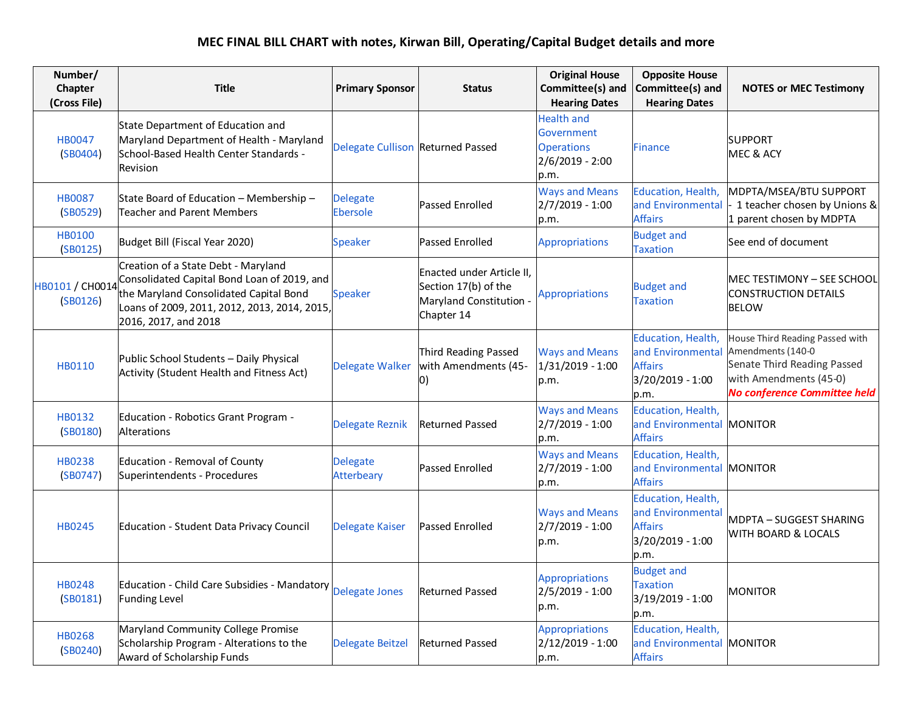# MEC FINAL BILL CHART with notes, Kirwan Bill, Operating/Capital Budget details and more

| Number/ Chapter (Cross File) | Title | Primary Sponsor | Status | Original House Committee(s) and Hearing Dates | Opposite House Committee(s) and Hearing Dates | NOTES or MEC Testimony |
|---|---|---|---|---|---|---|
| HB0047 (SB0404) | State Department of Education and Maryland Department of Health - Maryland School-Based Health Center Standards - Revision | Delegate Cullison | Returned Passed | Health and Government Operations 2/6/2019 - 2:00 p.m. | Finance | SUPPORT MEC & ACY |
| HB0087 (SB0529) | State Board of Education – Membership – Teacher and Parent Members | Delegate Ebersole | Passed Enrolled | Ways and Means 2/7/2019 - 1:00 p.m. | Education, Health, and Environmental Affairs | MDPTA/MSEA/BTU SUPPORT - 1 teacher chosen by Unions & 1 parent chosen by MDPTA |
| HB0100 (SB0125) | Budget Bill (Fiscal Year 2020) | Speaker | Passed Enrolled | Appropriations | Budget and Taxation | See end of document |
| HB0101 / CH0014 (SB0126) | Creation of a State Debt - Maryland Consolidated Capital Bond Loan of 2019, and the Maryland Consolidated Capital Bond Loans of 2009, 2011, 2012, 2013, 2014, 2015, 2016, 2017, and 2018 | Speaker | Enacted under Article II, Section 17(b) of the Maryland Constitution - Chapter 14 | Appropriations | Budget and Taxation | MEC TESTIMONY – SEE SCHOOL CONSTRUCTION DETAILS BELOW |
| HB0110 | Public School Students – Daily Physical Activity (Student Health and Fitness Act) | Delegate Walker | Third Reading Passed with Amendments (45-0) | Ways and Means 1/31/2019 - 1:00 p.m. | Education, Health, and Environmental Affairs 3/20/2019 - 1:00 p.m. | House Third Reading Passed with Amendments (140-0 Senate Third Reading Passed with Amendments (45-0) ***No conference Committee held*** |
| HB0132 (SB0180) | Education - Robotics Grant Program - Alterations | Delegate Reznik | Returned Passed | Ways and Means 2/7/2019 - 1:00 p.m. | Education, Health, and Environmental Affairs | MONITOR |
| HB0238 (SB0747) | Education - Removal of County Superintendents - Procedures | Delegate Atterbeary | Passed Enrolled | Ways and Means 2/7/2019 - 1:00 p.m. | Education, Health, and Environmental Affairs | MONITOR |
| HB0245 | Education - Student Data Privacy Council | Delegate Kaiser | Passed Enrolled | Ways and Means 2/7/2019 - 1:00 p.m. | Education, Health, and Environmental Affairs 3/20/2019 - 1:00 p.m. | MDPTA – SUGGEST SHARING WITH BOARD & LOCALS |
| HB0248 (SB0181) | Education - Child Care Subsidies - Mandatory Funding Level | Delegate Jones | Returned Passed | Appropriations 2/5/2019 - 1:00 p.m. | Budget and Taxation 3/19/2019 - 1:00 p.m. | MONITOR |
| HB0268 (SB0240) | Maryland Community College Promise Scholarship Program - Alterations to the Award of Scholarship Funds | Delegate Beitzel | Returned Passed | Appropriations 2/12/2019 - 1:00 p.m. | Education, Health, and Environmental Affairs | MONITOR |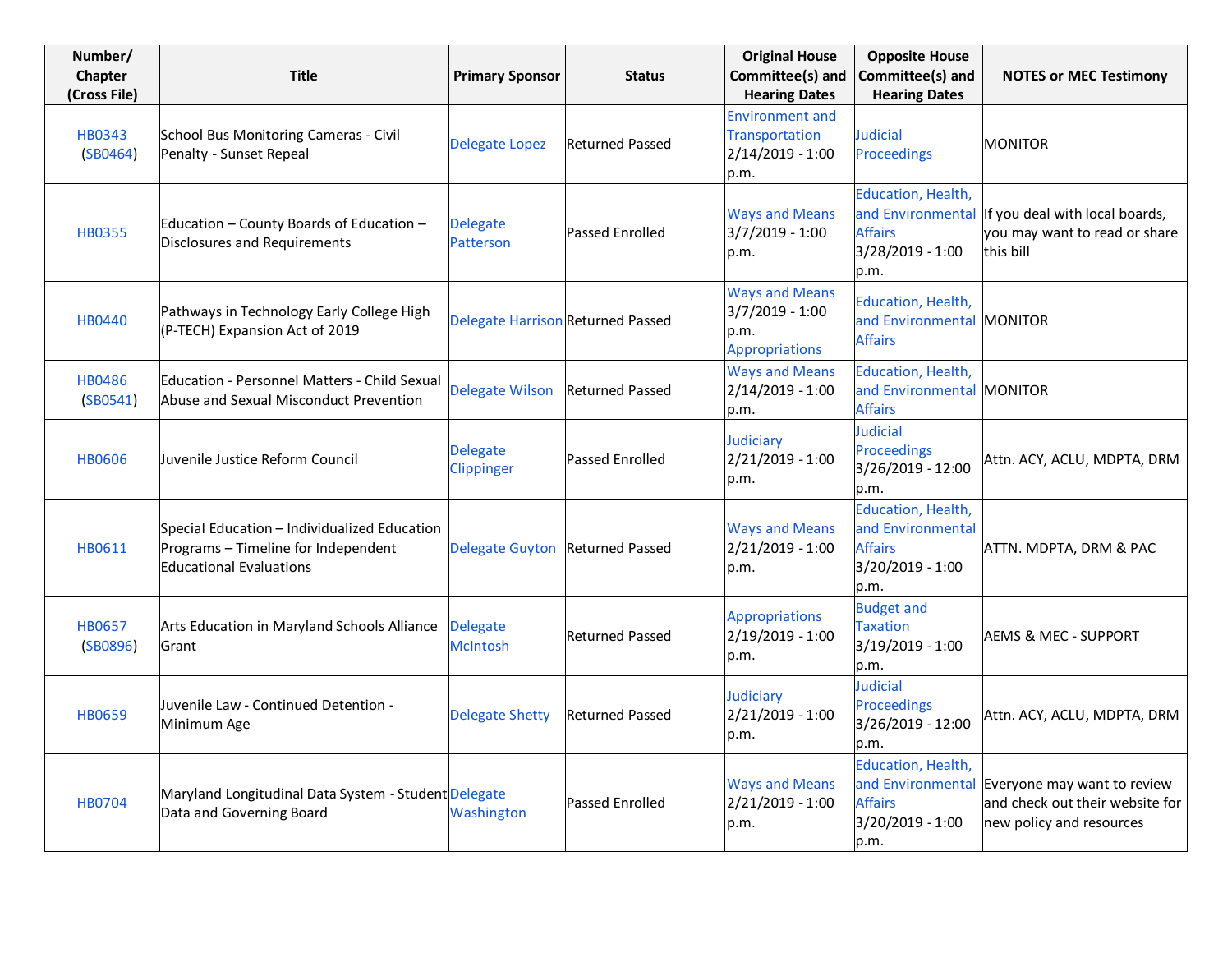| Number/ Chapter (Cross File) | Title | Primary Sponsor | Status | Original House Committee(s) and Hearing Dates | Opposite House Committee(s) and Hearing Dates | NOTES or MEC Testimony |
|---|---|---|---|---|---|---|
| HB0343 (SB0464) | School Bus Monitoring Cameras - Civil Penalty - Sunset Repeal | Delegate Lopez | Returned Passed | Environment and Transportation 2/14/2019 - 1:00 p.m. | Judicial Proceedings | MONITOR |
| HB0355 | Education – County Boards of Education – Disclosures and Requirements | Delegate Patterson | Passed Enrolled | Ways and Means 3/7/2019 - 1:00 p.m. | Education, Health, and Environmental Affairs 3/28/2019 - 1:00 p.m. | If you deal with local boards, you may want to read or share this bill |
| HB0440 | Pathways in Technology Early College High (P-TECH) Expansion Act of 2019 | Delegate Harrison | Returned Passed | Ways and Means 3/7/2019 - 1:00 p.m. Appropriations | Education, Health, and Environmental Affairs | MONITOR |
| HB0486 (SB0541) | Education - Personnel Matters - Child Sexual Abuse and Sexual Misconduct Prevention | Delegate Wilson | Returned Passed | Ways and Means 2/14/2019 - 1:00 p.m. | Education, Health, and Environmental Affairs | MONITOR |
| HB0606 | Juvenile Justice Reform Council | Delegate Clippinger | Passed Enrolled | Judiciary 2/21/2019 - 1:00 p.m. | Judicial Proceedings 3/26/2019 - 12:00 p.m. | Attn. ACY, ACLU, MDPTA, DRM |
| HB0611 | Special Education – Individualized Education Programs – Timeline for Independent Educational Evaluations | Delegate Guyton | Returned Passed | Ways and Means 2/21/2019 - 1:00 p.m. | Education, Health, and Environmental Affairs 3/20/2019 - 1:00 p.m. | ATTN. MDPTA, DRM & PAC |
| HB0657 (SB0896) | Arts Education in Maryland Schools Alliance Grant | Delegate McIntosh | Returned Passed | Appropriations 2/19/2019 - 1:00 p.m. | Budget and Taxation 3/19/2019 - 1:00 p.m. | AEMS & MEC - SUPPORT |
| HB0659 | Juvenile Law - Continued Detention - Minimum Age | Delegate Shetty | Returned Passed | Judiciary 2/21/2019 - 1:00 p.m. | Judicial Proceedings 3/26/2019 - 12:00 p.m. | Attn. ACY, ACLU, MDPTA, DRM |
| HB0704 | Maryland Longitudinal Data System - Student Data and Governing Board | Delegate Washington | Passed Enrolled | Ways and Means 2/21/2019 - 1:00 p.m. | Education, Health, and Environmental Affairs 3/20/2019 - 1:00 p.m. | Everyone may want to review and check out their website for new policy and resources |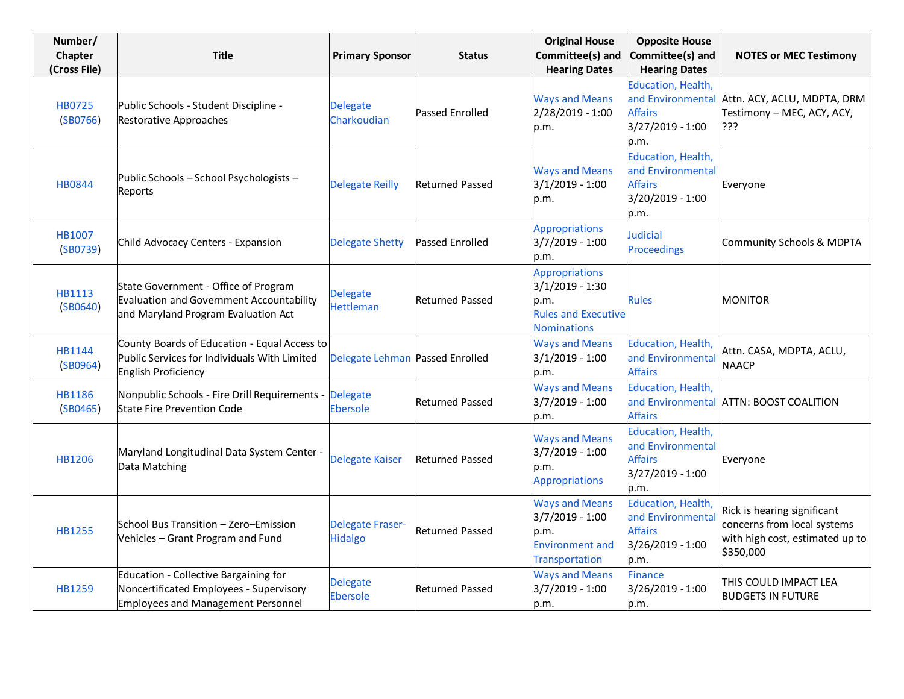| Number/ Chapter (Cross File) | Title | Primary Sponsor | Status | Original House Committee(s) and Hearing Dates | Opposite House Committee(s) and Hearing Dates | NOTES or MEC Testimony |
| --- | --- | --- | --- | --- | --- | --- |
| HB0725 (SB0766) | Public Schools - Student Discipline - Restorative Approaches | Delegate Charkoudian | Passed Enrolled | Ways and Means 2/28/2019 - 1:00 p.m. | Education, Health, and Environmental Affairs 3/27/2019 - 1:00 p.m. | Attn. ACY, ACLU, MDPTA, DRM Testimony – MEC, ACY, ACY, ??? |
| HB0844 | Public Schools – School Psychologists – Reports | Delegate Reilly | Returned Passed | Ways and Means 3/1/2019 - 1:00 p.m. | Education, Health, and Environmental Affairs 3/20/2019 - 1:00 p.m. | Everyone |
| HB1007 (SB0739) | Child Advocacy Centers - Expansion | Delegate Shetty | Passed Enrolled | Appropriations 3/7/2019 - 1:00 p.m. | Judicial Proceedings | Community Schools & MDPTA |
| HB1113 (SB0640) | State Government - Office of Program Evaluation and Government Accountability and Maryland Program Evaluation Act | Delegate Hettleman | Returned Passed | Appropriations 3/1/2019 - 1:30 p.m. Rules and Executive Nominations | Rules | MONITOR |
| HB1144 (SB0964) | County Boards of Education - Equal Access to Public Services for Individuals With Limited English Proficiency | Delegate Lehman | Passed Enrolled | Ways and Means 3/1/2019 - 1:00 p.m. | Education, Health, and Environmental Affairs | Attn. CASA, MDPTA, ACLU, NAACP |
| HB1186 (SB0465) | Nonpublic Schools - Fire Drill Requirements - State Fire Prevention Code | Delegate Ebersole | Returned Passed | Ways and Means 3/7/2019 - 1:00 p.m. | Education, Health, and Environmental Affairs | ATTN: BOOST COALITION |
| HB1206 | Maryland Longitudinal Data System Center - Data Matching | Delegate Kaiser | Returned Passed | Ways and Means 3/7/2019 - 1:00 p.m. Appropriations | Education, Health, and Environmental Affairs 3/27/2019 - 1:00 p.m. | Everyone |
| HB1255 | School Bus Transition – Zero–Emission Vehicles – Grant Program and Fund | Delegate Fraser-Hidalgo | Returned Passed | Ways and Means 3/7/2019 - 1:00 p.m. Environment and Transportation | Education, Health, and Environmental Affairs 3/26/2019 - 1:00 p.m. | Rick is hearing significant concerns from local systems with high cost, estimated up to $350,000 |
| HB1259 | Education - Collective Bargaining for Noncertificated Employees - Supervisory Employees and Management Personnel | Delegate Ebersole | Returned Passed | Ways and Means 3/7/2019 - 1:00 p.m. | Finance 3/26/2019 - 1:00 p.m. | THIS COULD IMPACT LEA BUDGETS IN FUTURE |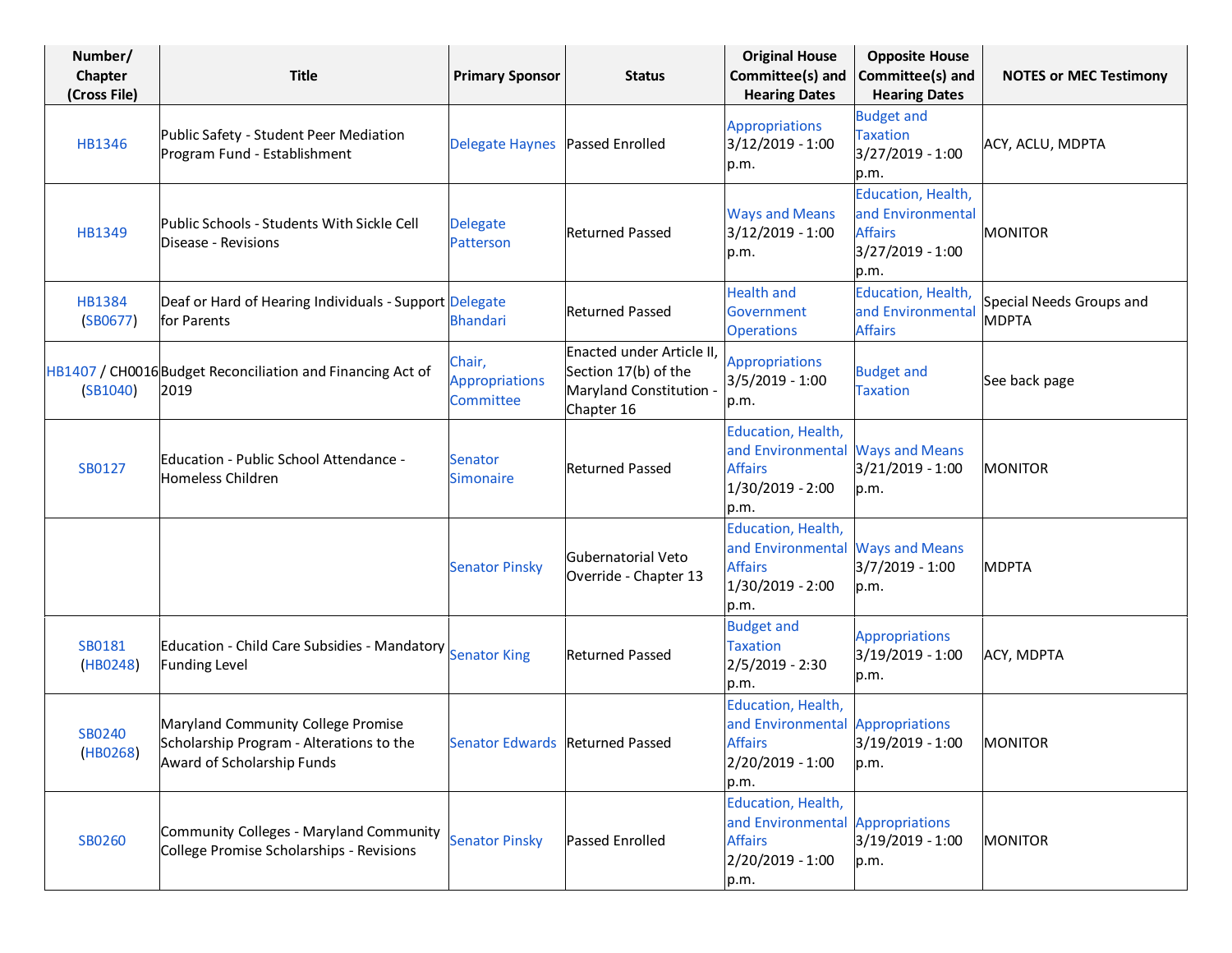| Number/ Chapter (Cross File) | Title | Primary Sponsor | Status | Original House Committee(s) and Hearing Dates | Opposite House Committee(s) and Hearing Dates | NOTES or MEC Testimony |
|---|---|---|---|---|---|---|
| HB1346 | Public Safety - Student Peer Mediation Program Fund - Establishment | Delegate Haynes | Passed Enrolled | Appropriations 3/12/2019 - 1:00 p.m. | Budget and Taxation 3/27/2019 - 1:00 p.m. | ACY, ACLU, MDPTA |
| HB1349 | Public Schools - Students With Sickle Cell Disease - Revisions | Delegate Patterson | Returned Passed | Ways and Means 3/12/2019 - 1:00 p.m. | Education, Health, and Environmental Affairs 3/27/2019 - 1:00 p.m. | MONITOR |
| HB1384 (SB0677) | Deaf or Hard of Hearing Individuals - Support for Parents | Delegate Bhandari | Returned Passed | Health and Government Operations | Education, Health, and Environmental Affairs | Special Needs Groups and MDPTA |
| HB1407 / CH0016 (SB1040) | Budget Reconciliation and Financing Act of 2019 | Chair, Appropriations Committee | Enacted under Article II, Section 17(b) of the Maryland Constitution - Chapter 16 | Appropriations 3/5/2019 - 1:00 p.m. | Budget and Taxation | See back page |
| SB0127 | Education - Public School Attendance - Homeless Children | Senator Simonaire | Returned Passed | Education, Health, and Environmental Affairs 1/30/2019 - 2:00 p.m. | Ways and Means 3/21/2019 - 1:00 p.m. | MONITOR |
| | | Senator Pinsky | Gubernatorial Veto Override - Chapter 13 | Education, Health, and Environmental Affairs 1/30/2019 - 2:00 p.m. | Ways and Means 3/7/2019 - 1:00 p.m. | MDPTA |
| SB0181 (HB0248) | Education - Child Care Subsidies - Mandatory Funding Level | Senator King | Returned Passed | Budget and Taxation 2/5/2019 - 2:30 p.m. | Appropriations 3/19/2019 - 1:00 p.m. | ACY, MDPTA |
| SB0240 (HB0268) | Maryland Community College Promise Scholarship Program - Alterations to the Award of Scholarship Funds | Senator Edwards | Returned Passed | Education, Health, and Environmental Affairs 2/20/2019 - 1:00 p.m. | Appropriations 3/19/2019 - 1:00 p.m. | MONITOR |
| SB0260 | Community Colleges - Maryland Community College Promise Scholarships - Revisions | Senator Pinsky | Passed Enrolled | Education, Health, and Environmental Affairs 2/20/2019 - 1:00 p.m. | Appropriations 3/19/2019 - 1:00 p.m. | MONITOR |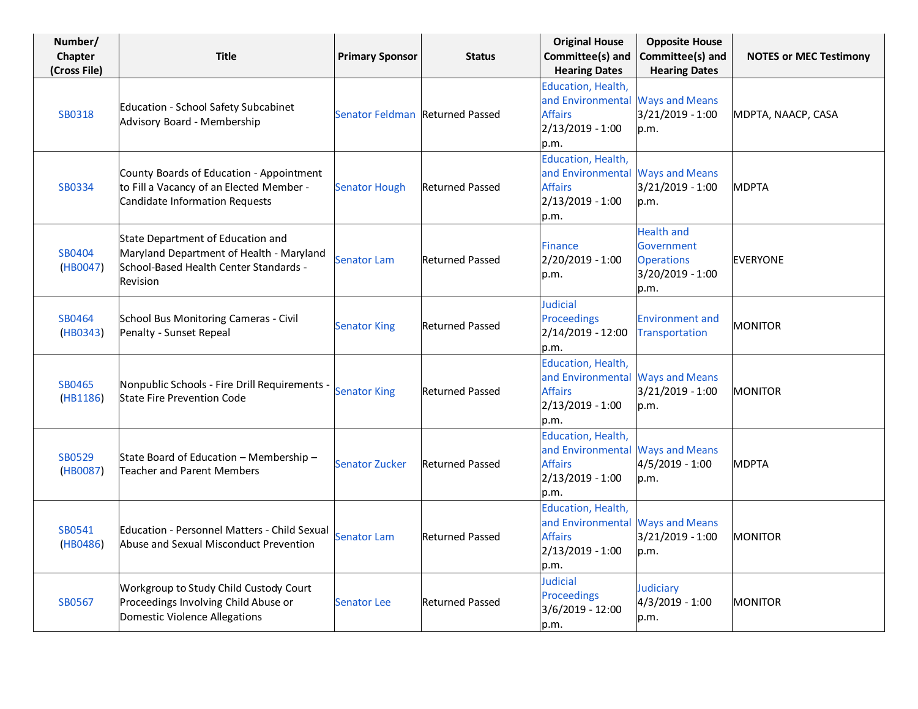| Number/ Chapter (Cross File) | Title | Primary Sponsor | Status | Original House Committee(s) and Hearing Dates | Opposite House Committee(s) and Hearing Dates | NOTES or MEC Testimony |
|---|---|---|---|---|---|---|
| SB0318 | Education - School Safety Subcabinet Advisory Board - Membership | Senator Feldman | Returned Passed | Education, Health, and Environmental Affairs 2/13/2019 - 1:00 p.m. | Ways and Means 3/21/2019 - 1:00 p.m. | MDPTA, NAACP, CASA |
| SB0334 | County Boards of Education - Appointment to Fill a Vacancy of an Elected Member - Candidate Information Requests | Senator Hough | Returned Passed | Education, Health, and Environmental Affairs 2/13/2019 - 1:00 p.m. | Ways and Means 3/21/2019 - 1:00 p.m. | MDPTA |
| SB0404 (HB0047) | State Department of Education and Maryland Department of Health - Maryland School-Based Health Center Standards - Revision | Senator Lam | Returned Passed | Finance 2/20/2019 - 1:00 p.m. | Health and Government Operations 3/20/2019 - 1:00 p.m. | EVERYONE |
| SB0464 (HB0343) | School Bus Monitoring Cameras - Civil Penalty - Sunset Repeal | Senator King | Returned Passed | Judicial Proceedings 2/14/2019 - 12:00 p.m. | Environment and Transportation | MONITOR |
| SB0465 (HB1186) | Nonpublic Schools - Fire Drill Requirements - State Fire Prevention Code | Senator King | Returned Passed | Education, Health, and Environmental Affairs 2/13/2019 - 1:00 p.m. | Ways and Means 3/21/2019 - 1:00 p.m. | MONITOR |
| SB0529 (HB0087) | State Board of Education – Membership – Teacher and Parent Members | Senator Zucker | Returned Passed | Education, Health, and Environmental Affairs 2/13/2019 - 1:00 p.m. | Ways and Means 4/5/2019 - 1:00 p.m. | MDPTA |
| SB0541 (HB0486) | Education - Personnel Matters - Child Sexual Abuse and Sexual Misconduct Prevention | Senator Lam | Returned Passed | Education, Health, and Environmental Affairs 2/13/2019 - 1:00 p.m. | Ways and Means 3/21/2019 - 1:00 p.m. | MONITOR |
| SB0567 | Workgroup to Study Child Custody Court Proceedings Involving Child Abuse or Domestic Violence Allegations | Senator Lee | Returned Passed | Judicial Proceedings 3/6/2019 - 12:00 p.m. | Judiciary 4/3/2019 - 1:00 p.m. | MONITOR |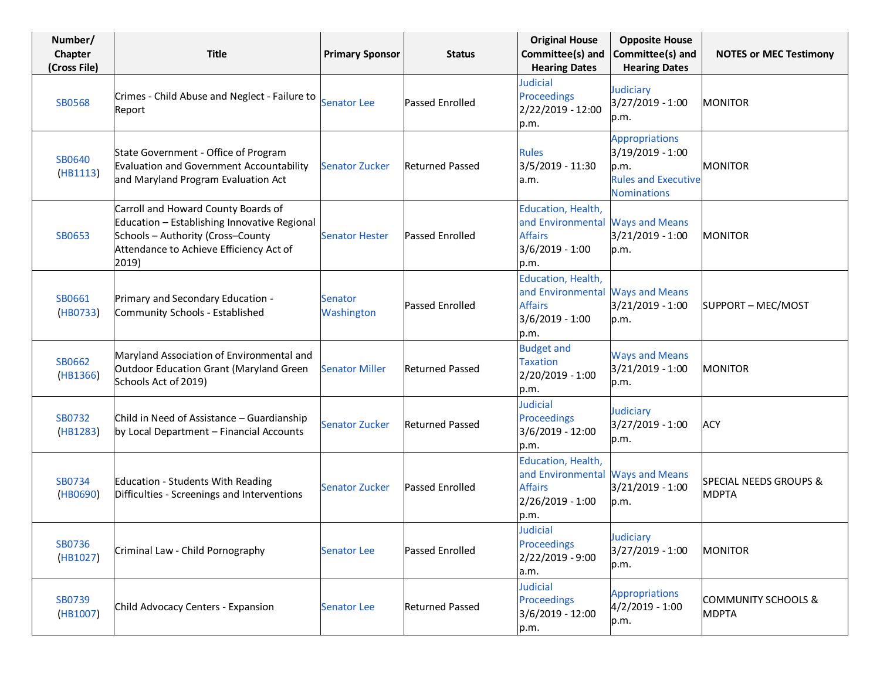| Number/ Chapter (Cross File) | Title | Primary Sponsor | Status | Original House Committee(s) and Hearing Dates | Opposite House Committee(s) and Hearing Dates | NOTES or MEC Testimony |
|---|---|---|---|---|---|---|
| SB0568 | Crimes - Child Abuse and Neglect - Failure to Report | Senator Lee | Passed Enrolled | Judicial Proceedings 2/22/2019 - 12:00 p.m. | Judiciary 3/27/2019 - 1:00 p.m. | MONITOR |
| SB0640 (HB1113) | State Government - Office of Program Evaluation and Government Accountability and Maryland Program Evaluation Act | Senator Zucker | Returned Passed | Rules 3/5/2019 - 11:30 a.m. | Appropriations 3/19/2019 - 1:00 p.m. Rules and Executive Nominations | MONITOR |
| SB0653 | Carroll and Howard County Boards of Education – Establishing Innovative Regional Schools – Authority (Cross–County Attendance to Achieve Efficiency Act of 2019) | Senator Hester | Passed Enrolled | Education, Health, and Environmental Affairs 3/6/2019 - 1:00 p.m. | Ways and Means 3/21/2019 - 1:00 p.m. | MONITOR |
| SB0661 (HB0733) | Primary and Secondary Education - Community Schools - Established | Senator Washington | Passed Enrolled | Education, Health, and Environmental Affairs 3/6/2019 - 1:00 p.m. | Ways and Means 3/21/2019 - 1:00 p.m. | SUPPORT – MEC/MOST |
| SB0662 (HB1366) | Maryland Association of Environmental and Outdoor Education Grant (Maryland Green Schools Act of 2019) | Senator Miller | Returned Passed | Budget and Taxation 2/20/2019 - 1:00 p.m. | Ways and Means 3/21/2019 - 1:00 p.m. | MONITOR |
| SB0732 (HB1283) | Child in Need of Assistance – Guardianship by Local Department – Financial Accounts | Senator Zucker | Returned Passed | Judicial Proceedings 3/6/2019 - 12:00 p.m. | Judiciary 3/27/2019 - 1:00 p.m. | ACY |
| SB0734 (HB0690) | Education - Students With Reading Difficulties - Screenings and Interventions | Senator Zucker | Passed Enrolled | Education, Health, and Environmental Affairs 2/26/2019 - 1:00 p.m. | Ways and Means 3/21/2019 - 1:00 p.m. | SPECIAL NEEDS GROUPS & MDPTA |
| SB0736 (HB1027) | Criminal Law - Child Pornography | Senator Lee | Passed Enrolled | Judicial Proceedings 2/22/2019 - 9:00 a.m. | Judiciary 3/27/2019 - 1:00 p.m. | MONITOR |
| SB0739 (HB1007) | Child Advocacy Centers - Expansion | Senator Lee | Returned Passed | Judicial Proceedings 3/6/2019 - 12:00 p.m. | Appropriations 4/2/2019 - 1:00 p.m. | COMMUNITY SCHOOLS & MDPTA |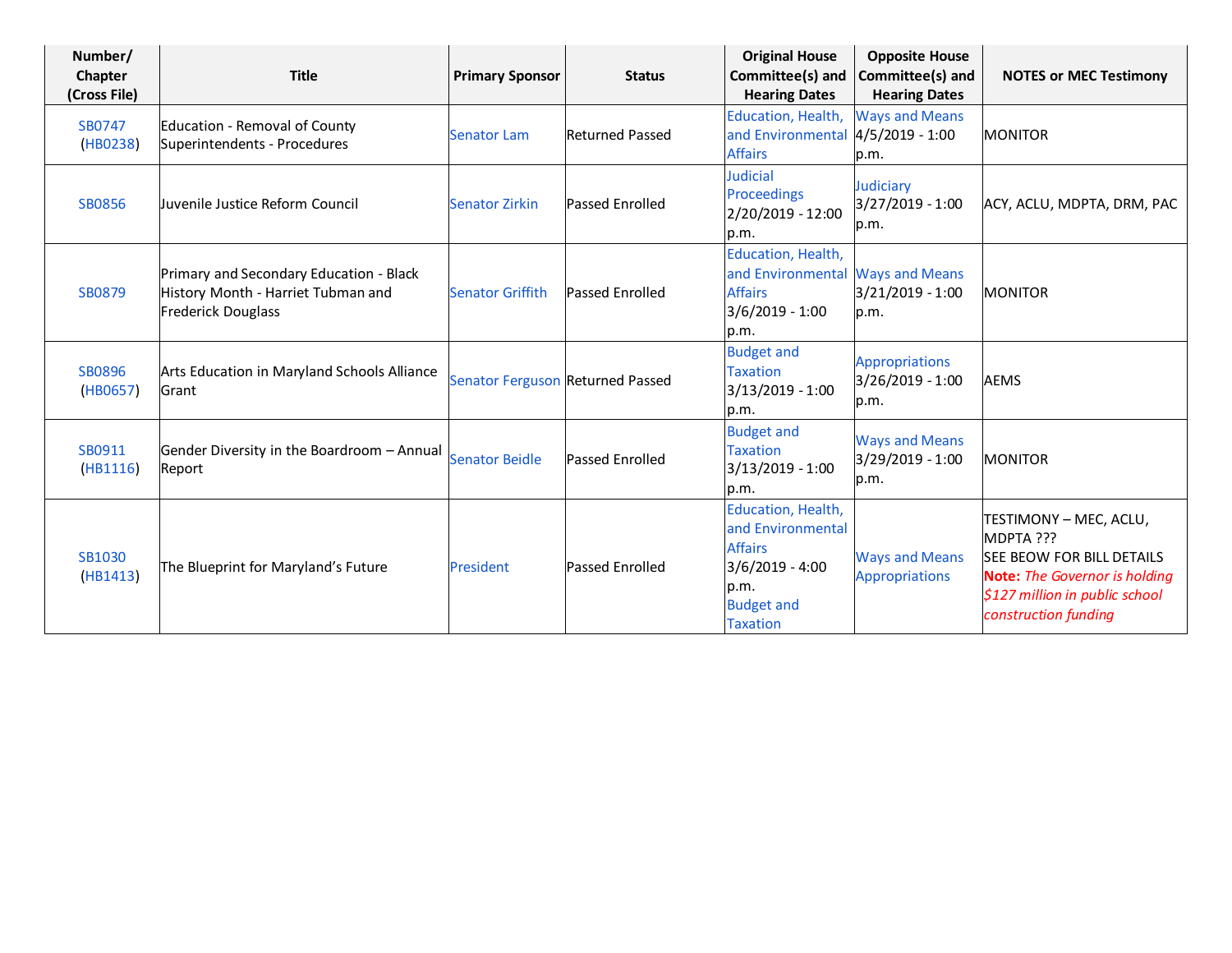| Number/ Chapter (Cross File) | Title | Primary Sponsor | Status | Original House Committee(s) and Hearing Dates | Opposite House Committee(s) and Hearing Dates | NOTES or MEC Testimony |
|---|---|---|---|---|---|---|
| SB0747 (HB0238) | Education - Removal of County Superintendents - Procedures | Senator Lam | Returned Passed | Education, Health, and Environmental Affairs | Ways and Means 4/5/2019 - 1:00 p.m. | MONITOR |
| SB0856 | Juvenile Justice Reform Council | Senator Zirkin | Passed Enrolled | Judicial Proceedings 2/20/2019 - 12:00 p.m. | Judiciary 3/27/2019 - 1:00 p.m. | ACY, ACLU, MDPTA, DRM, PAC |
| SB0879 | Primary and Secondary Education - Black History Month - Harriet Tubman and Frederick Douglass | Senator Griffith | Passed Enrolled | Education, Health, and Environmental Affairs 3/6/2019 - 1:00 p.m. | Ways and Means 3/21/2019 - 1:00 p.m. | MONITOR |
| SB0896 (HB0657) | Arts Education in Maryland Schools Alliance Grant | Senator Ferguson | Returned Passed | Budget and Taxation 3/13/2019 - 1:00 p.m. | Appropriations 3/26/2019 - 1:00 p.m. | AEMS |
| SB0911 (HB1116) | Gender Diversity in the Boardroom – Annual Report | Senator Beidle | Passed Enrolled | Budget and Taxation 3/13/2019 - 1:00 p.m. | Ways and Means 3/29/2019 - 1:00 p.m. | MONITOR |
| SB1030 (HB1413) | The Blueprint for Maryland's Future | President | Passed Enrolled | Education, Health, and Environmental Affairs 3/6/2019 - 4:00 p.m. Budget and Taxation | Ways and Means Appropriations | TESTIMONY – MEC, ACLU, MDPTA ??? SEE BEOW FOR BILL DETAILS **Note:** *The Governor is holding $127 million in public school construction funding* |